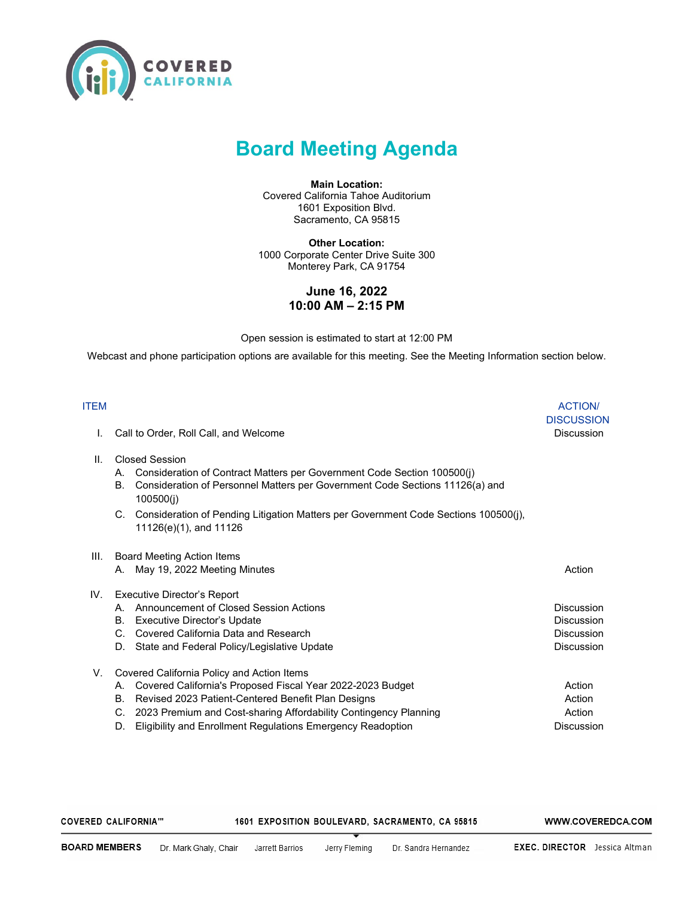# Board Meeting Agenda

**Main Location:**
Covered California Tahoe Auditorium
1601 Exposition Blvd.
Sacramento, CA 95815

**Other Location:**
1000 Corporate Center Drive Suite 300
Monterey Park, CA 91754

**June 16, 2022**
**10:00 AM – 2:15 PM**

Open session is estimated to start at 12:00 PM

Webcast and phone participation options are available for this meeting. See the Meeting Information section below.

| ITEM | ACTION/ DISCUSSION |
|---|---|
| I. Call to Order, Roll Call, and Welcome | Discussion |
| II. Closed Session | |
| A. Consideration of Contract Matters per Government Code Section 100500(j) | |
| B. Consideration of Personnel Matters per Government Code Sections 11126(a) and 100500(j) | |
| C. Consideration of Pending Litigation Matters per Government Code Sections 100500(j), 11126(e)(1), and 11126 | |
| III. Board Meeting Action Items | |
| A. May 19, 2022 Meeting Minutes | Action |
| IV. Executive Director's Report | |
| A. Announcement of Closed Session Actions | Discussion |
| B. Executive Director's Update | Discussion |
| C. Covered California Data and Research | Discussion |
| D. State and Federal Policy/Legislative Update | Discussion |
| V. Covered California Policy and Action Items | |
| A. Covered California's Proposed Fiscal Year 2022-2023 Budget | Action |
| B. Revised 2023 Patient-Centered Benefit Plan Designs | Action |
| C. 2023 Premium and Cost-sharing Affordability Contingency Planning | Action |
| D. Eligibility and Enrollment Regulations Emergency Readoption | Discussion |

COVERED CALIFORNIA™ 1601 EXPOSITION BOULEVARD, SACRAMENTO, CA 95815 WWW.COVEREDCA.COM

BOARD MEMBERS Dr. Mark Ghaly, Chair Jarrett Barrios Jerry Fleming Dr. Sandra Hernandez EXEC. DIRECTOR Jessica Altman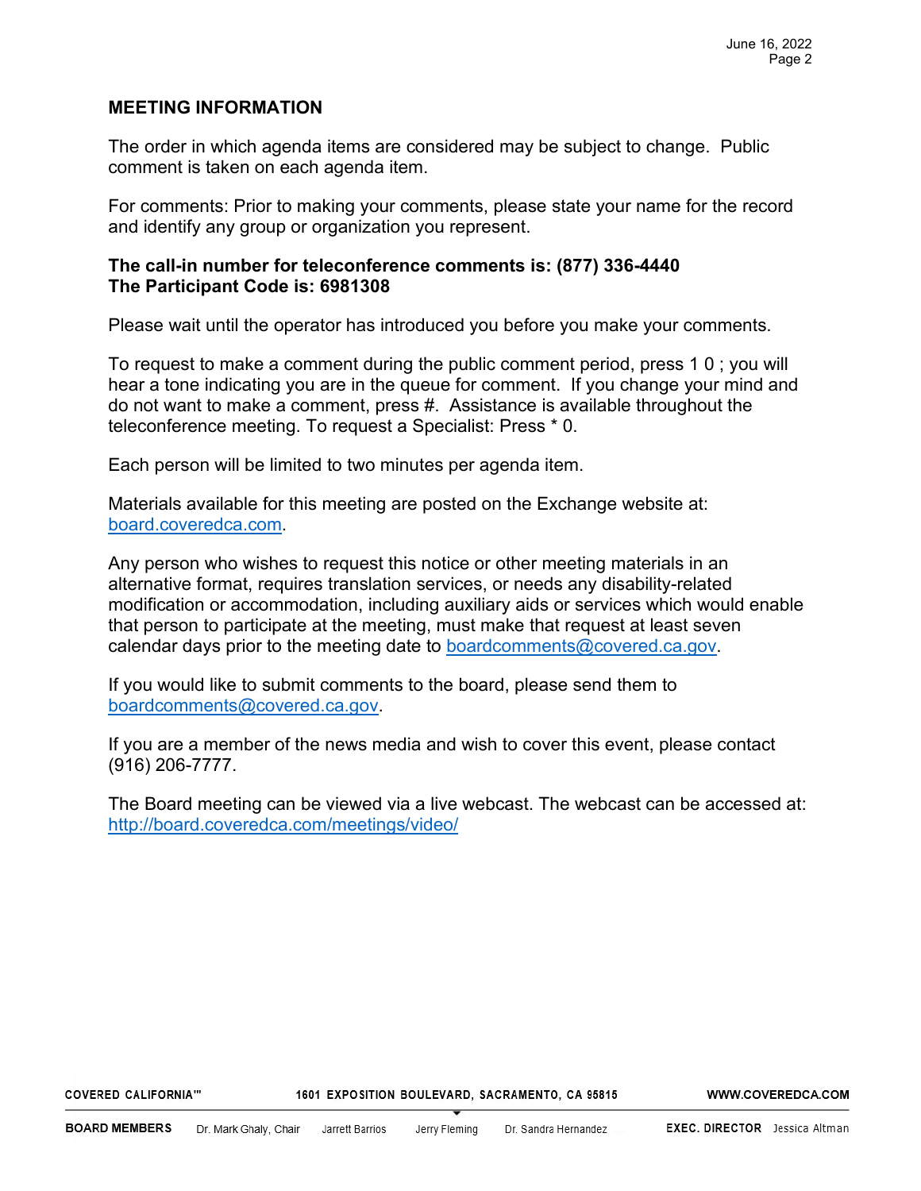## MEETING INFORMATION

The order in which agenda items are considered may be subject to change. Public comment is taken on each agenda item.

For comments: Prior to making your comments, please state your name for the record and identify any group or organization you represent.

**The call-in number for teleconference comments is: (877) 336-4440**
**The Participant Code is: 6981308**

Please wait until the operator has introduced you before you make your comments.

To request to make a comment during the public comment period, press 1 0 ; you will hear a tone indicating you are in the queue for comment. If you change your mind and do not want to make a comment, press #. Assistance is available throughout the teleconference meeting. To request a Specialist: Press * 0.

Each person will be limited to two minutes per agenda item.

Materials available for this meeting are posted on the Exchange website at: [board.coveredca.com](board.coveredca.com).

Any person who wishes to request this notice or other meeting materials in an alternative format, requires translation services, or needs any disability-related modification or accommodation, including auxiliary aids or services which would enable that person to participate at the meeting, must make that request at least seven calendar days prior to the meeting date to [boardcomments@covered.ca.gov](mailto:boardcomments@covered.ca.gov).

If you would like to submit comments to the board, please send them to [boardcomments@covered.ca.gov](mailto:boardcomments@covered.ca.gov).

If you are a member of the news media and wish to cover this event, please contact (916) 206-7777.

The Board meeting can be viewed via a live webcast. The webcast can be accessed at: [http://board.coveredca.com/meetings/video/](http://board.coveredca.com/meetings/video/)